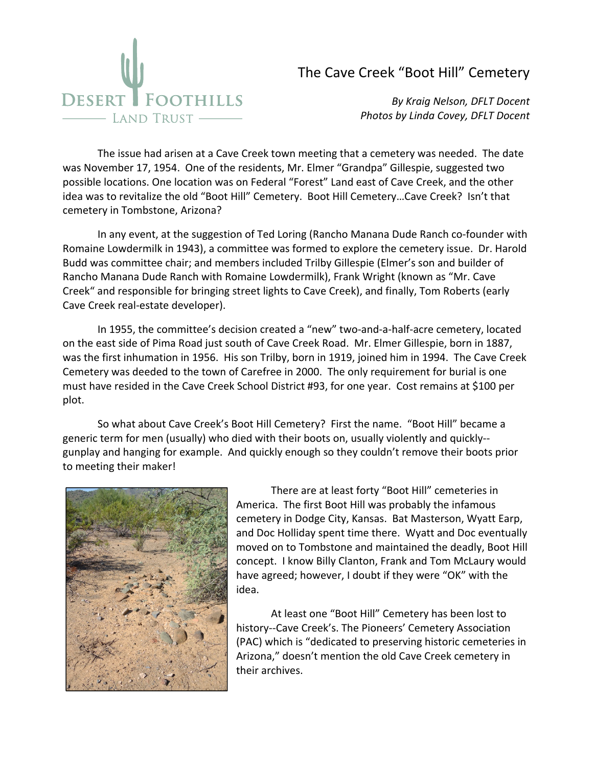# The Cave Creek "Boot Hill" Cemetery

*By Kraig Nelson, DFLT Docent*
*Photos by Linda Covey, DFLT Docent*

The issue had arisen at a Cave Creek town meeting that a cemetery was needed. The date was November 17, 1954. One of the residents, Mr. Elmer "Grandpa" Gillespie, suggested two possible locations. One location was on Federal "Forest" Land east of Cave Creek, and the other idea was to revitalize the old "Boot Hill" Cemetery. Boot Hill Cemetery…Cave Creek? Isn't that cemetery in Tombstone, Arizona?

In any event, at the suggestion of Ted Loring (Rancho Manana Dude Ranch co-founder with Romaine Lowdermilk in 1943), a committee was formed to explore the cemetery issue. Dr. Harold Budd was committee chair; and members included Trilby Gillespie (Elmer's son and builder of Rancho Manana Dude Ranch with Romaine Lowdermilk), Frank Wright (known as "Mr. Cave Creek" and responsible for bringing street lights to Cave Creek), and finally, Tom Roberts (early Cave Creek real-estate developer).

In 1955, the committee's decision created a "new" two-and-a-half-acre cemetery, located on the east side of Pima Road just south of Cave Creek Road. Mr. Elmer Gillespie, born in 1887, was the first inhumation in 1956. His son Trilby, born in 1919, joined him in 1994. The Cave Creek Cemetery was deeded to the town of Carefree in 2000. The only requirement for burial is one must have resided in the Cave Creek School District #93, for one year. Cost remains at $100 per plot.

So what about Cave Creek's Boot Hill Cemetery? First the name. "Boot Hill" became a generic term for men (usually) who died with their boots on, usually violently and quickly--gunplay and hanging for example. And quickly enough so they couldn't remove their boots prior to meeting their maker!

There are at least forty "Boot Hill" cemeteries in America. The first Boot Hill was probably the infamous cemetery in Dodge City, Kansas. Bat Masterson, Wyatt Earp, and Doc Holliday spent time there. Wyatt and Doc eventually moved on to Tombstone and maintained the deadly, Boot Hill concept. I know Billy Clanton, Frank and Tom McLaury would have agreed; however, I doubt if they were "OK" with the idea.

At least one "Boot Hill" Cemetery has been lost to history--Cave Creek's. The Pioneers' Cemetery Association (PAC) which is "dedicated to preserving historic cemeteries in Arizona," doesn't mention the old Cave Creek cemetery in their archives.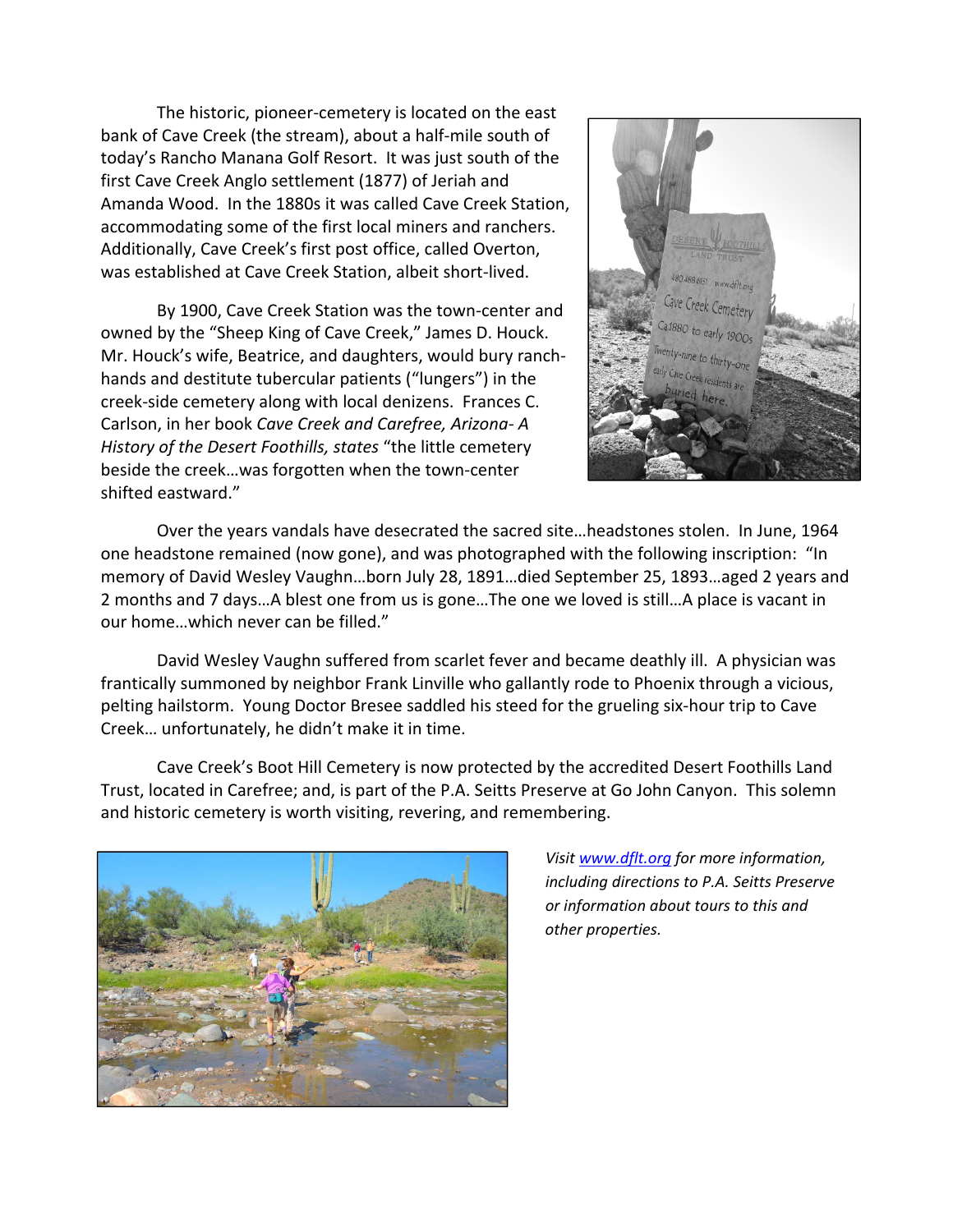The historic, pioneer-cemetery is located on the east bank of Cave Creek (the stream), about a half-mile south of today's Rancho Manana Golf Resort. It was just south of the first Cave Creek Anglo settlement (1877) of Jeriah and Amanda Wood. In the 1880s it was called Cave Creek Station, accommodating some of the first local miners and ranchers. Additionally, Cave Creek's first post office, called Overton, was established at Cave Creek Station, albeit short-lived.

By 1900, Cave Creek Station was the town-center and owned by the "Sheep King of Cave Creek," James D. Houck. Mr. Houck's wife, Beatrice, and daughters, would bury ranch-hands and destitute tubercular patients ("lungers") in the creek-side cemetery along with local denizens. Frances C. Carlson, in her book *Cave Creek and Carefree, Arizona- A History of the Desert Foothills, states* "the little cemetery beside the creek…was forgotten when the town-center shifted eastward."

Over the years vandals have desecrated the sacred site…headstones stolen. In June, 1964 one headstone remained (now gone), and was photographed with the following inscription: "In memory of David Wesley Vaughn…born July 28, 1891…died September 25, 1893…aged 2 years and 2 months and 7 days…A blest one from us is gone…The one we loved is still…A place is vacant in our home…which never can be filled."

David Wesley Vaughn suffered from scarlet fever and became deathly ill. A physician was frantically summoned by neighbor Frank Linville who gallantly rode to Phoenix through a vicious, pelting hailstorm. Young Doctor Bresee saddled his steed for the grueling six-hour trip to Cave Creek… unfortunately, he didn't make it in time.

Cave Creek's Boot Hill Cemetery is now protected by the accredited Desert Foothills Land Trust, located in Carefree; and, is part of the P.A. Seitts Preserve at Go John Canyon. This solemn and historic cemetery is worth visiting, revering, and remembering.

*Visit [www.dflt.org](http://www.dflt.org) for more information, including directions to P.A. Seitts Preserve or information about tours to this and other properties.*